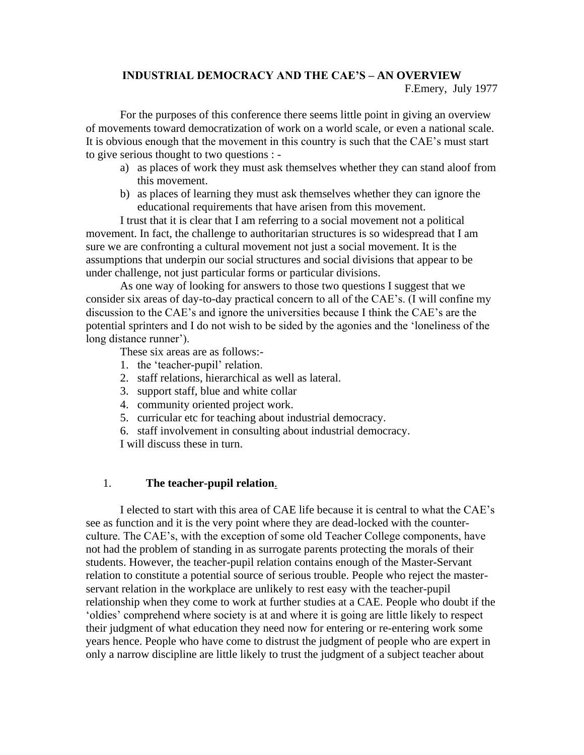# INDUSTRIAL DEMOCRACY AND THE CAE'S – AN OVERVIEW

F.Emery, July 1977

For the purposes of this conference there seems little point in giving an overview of movements toward democratization of work on a world scale, or even a national scale. It is obvious enough that the movement in this country is such that the CAE's must start to give serious thought to two questions : -

a) as places of work they must ask themselves whether they can stand aloof from this movement.
b) as places of learning they must ask themselves whether they can ignore the educational requirements that have arisen from this movement.

I trust that it is clear that I am referring to a social movement not a political movement. In fact, the challenge to authoritarian structures is so widespread that I am sure we are confronting a cultural movement not just a social movement. It is the assumptions that underpin our social structures and social divisions that appear to be under challenge, not just particular forms or particular divisions.

As one way of looking for answers to those two questions I suggest that we consider six areas of day-to-day practical concern to all of the CAE's. (I will confine my discussion to the CAE's and ignore the universities because I think the CAE's are the potential sprinters and I do not wish to be sided by the agonies and the 'loneliness of the long distance runner').

These six areas are as follows:-

1. the 'teacher-pupil' relation.
2. staff relations, hierarchical as well as lateral.
3. support staff, blue and white collar
4. community oriented project work.
5. curricular etc for teaching about industrial democracy.
6. staff involvement in consulting about industrial democracy.

I will discuss these in turn.

## 1. **The teacher-pupil relation**.

I elected to start with this area of CAE life because it is central to what the CAE's see as function and it is the very point where they are dead-locked with the counter-culture. The CAE's, with the exception of some old Teacher College components, have not had the problem of standing in as surrogate parents protecting the morals of their students. However, the teacher-pupil relation contains enough of the Master-Servant relation to constitute a potential source of serious trouble. People who reject the master-servant relation in the workplace are unlikely to rest easy with the teacher-pupil relationship when they come to work at further studies at a CAE. People who doubt if the 'oldies' comprehend where society is at and where it is going are little likely to respect their judgment of what education they need now for entering or re-entering work some years hence. People who have come to distrust the judgment of people who are expert in only a narrow discipline are little likely to trust the judgment of a subject teacher about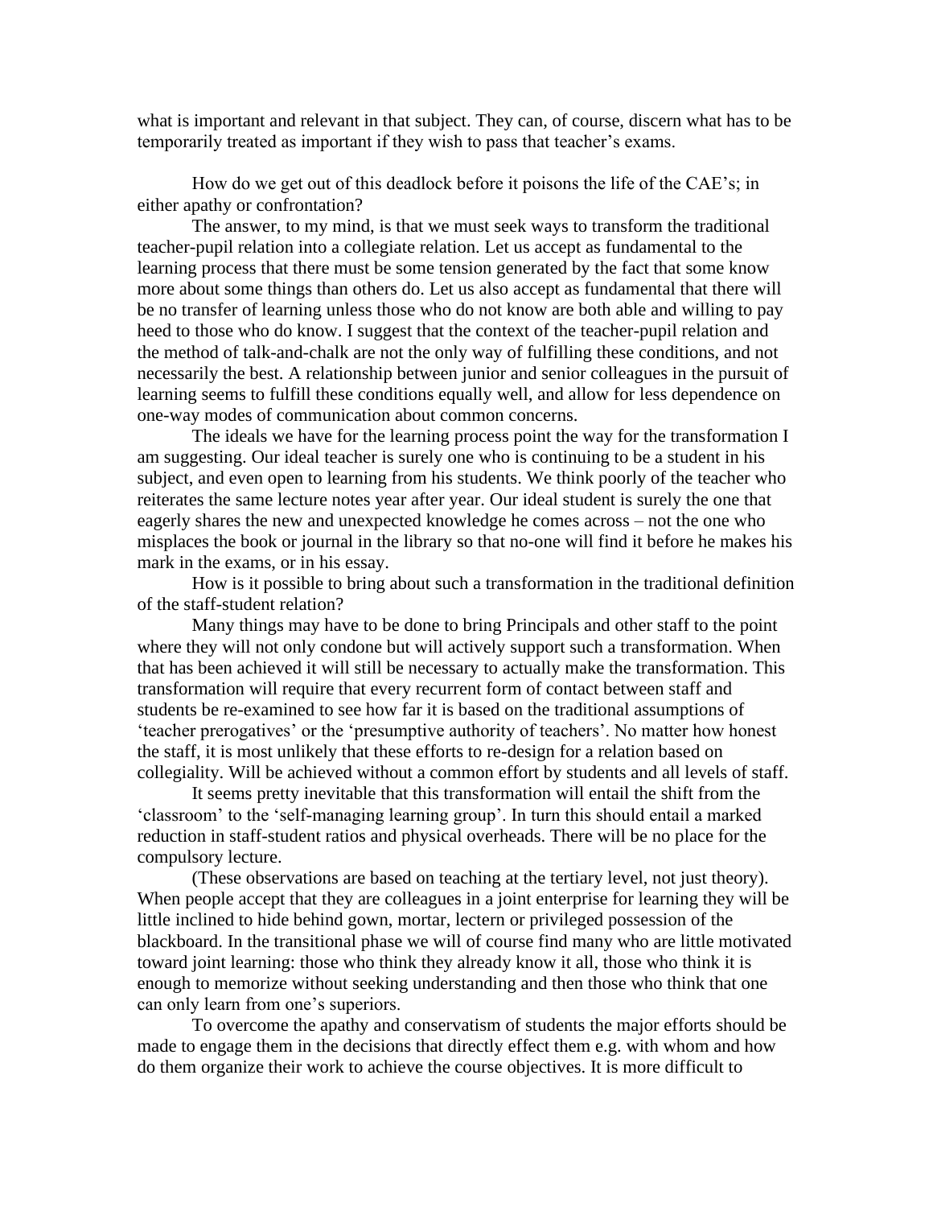what is important and relevant in that subject. They can, of course, discern what has to be temporarily treated as important if they wish to pass that teacher's exams.

How do we get out of this deadlock before it poisons the life of the CAE's; in either apathy or confrontation?

The answer, to my mind, is that we must seek ways to transform the traditional teacher-pupil relation into a collegiate relation. Let us accept as fundamental to the learning process that there must be some tension generated by the fact that some know more about some things than others do. Let us also accept as fundamental that there will be no transfer of learning unless those who do not know are both able and willing to pay heed to those who do know. I suggest that the context of the teacher-pupil relation and the method of talk-and-chalk are not the only way of fulfilling these conditions, and not necessarily the best. A relationship between junior and senior colleagues in the pursuit of learning seems to fulfill these conditions equally well, and allow for less dependence on one-way modes of communication about common concerns.

The ideals we have for the learning process point the way for the transformation I am suggesting. Our ideal teacher is surely one who is continuing to be a student in his subject, and even open to learning from his students. We think poorly of the teacher who reiterates the same lecture notes year after year. Our ideal student is surely the one that eagerly shares the new and unexpected knowledge he comes across – not the one who misplaces the book or journal in the library so that no-one will find it before he makes his mark in the exams, or in his essay.

How is it possible to bring about such a transformation in the traditional definition of the staff-student relation?

Many things may have to be done to bring Principals and other staff to the point where they will not only condone but will actively support such a transformation. When that has been achieved it will still be necessary to actually make the transformation. This transformation will require that every recurrent form of contact between staff and students be re-examined to see how far it is based on the traditional assumptions of 'teacher prerogatives' or the 'presumptive authority of teachers'. No matter how honest the staff, it is most unlikely that these efforts to re-design for a relation based on collegiality. Will be achieved without a common effort by students and all levels of staff.

It seems pretty inevitable that this transformation will entail the shift from the 'classroom' to the 'self-managing learning group'. In turn this should entail a marked reduction in staff-student ratios and physical overheads. There will be no place for the compulsory lecture.

(These observations are based on teaching at the tertiary level, not just theory). When people accept that they are colleagues in a joint enterprise for learning they will be little inclined to hide behind gown, mortar, lectern or privileged possession of the blackboard. In the transitional phase we will of course find many who are little motivated toward joint learning: those who think they already know it all, those who think it is enough to memorize without seeking understanding and then those who think that one can only learn from one's superiors.

To overcome the apathy and conservatism of students the major efforts should be made to engage them in the decisions that directly effect them e.g. with whom and how do them organize their work to achieve the course objectives. It is more difficult to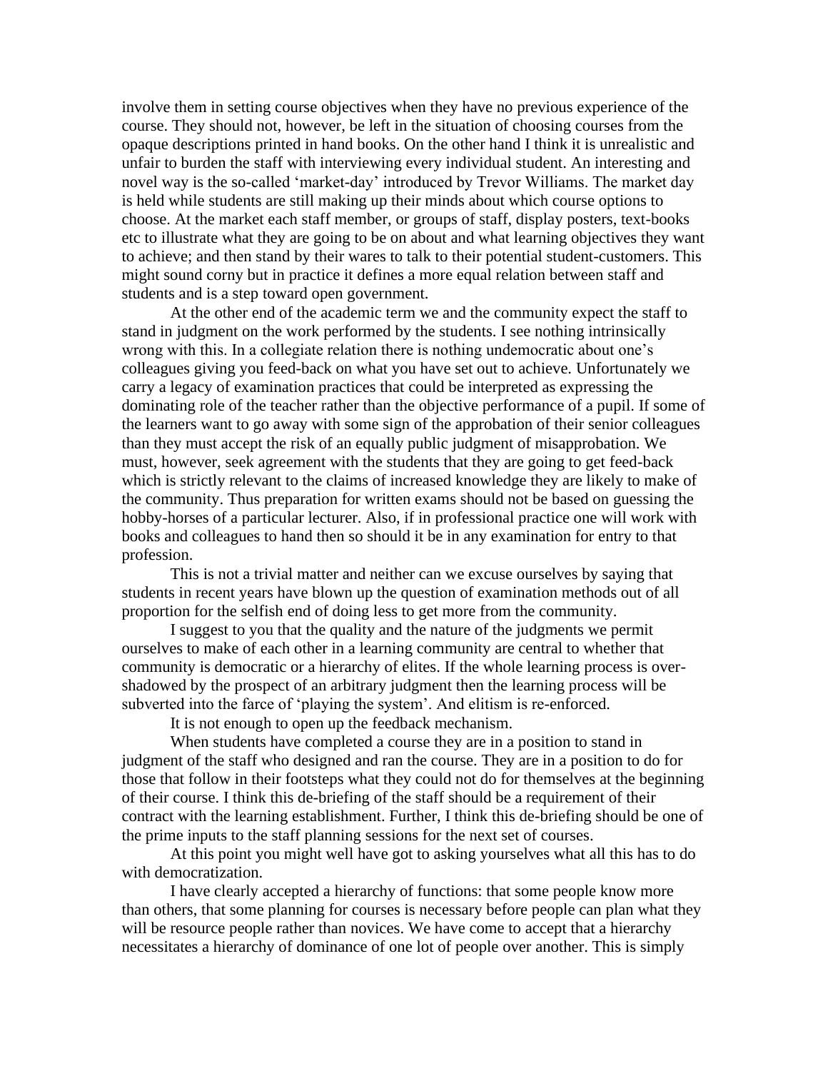involve them in setting course objectives when they have no previous experience of the course. They should not, however, be left in the situation of choosing courses from the opaque descriptions printed in hand books. On the other hand I think it is unrealistic and unfair to burden the staff with interviewing every individual student. An interesting and novel way is the so-called 'market-day' introduced by Trevor Williams. The market day is held while students are still making up their minds about which course options to choose. At the market each staff member, or groups of staff, display posters, text-books etc to illustrate what they are going to be on about and what learning objectives they want to achieve; and then stand by their wares to talk to their potential student-customers. This might sound corny but in practice it defines a more equal relation between staff and students and is a step toward open government.

At the other end of the academic term we and the community expect the staff to stand in judgment on the work performed by the students. I see nothing intrinsically wrong with this. In a collegiate relation there is nothing undemocratic about one's colleagues giving you feed-back on what you have set out to achieve. Unfortunately we carry a legacy of examination practices that could be interpreted as expressing the dominating role of the teacher rather than the objective performance of a pupil. If some of the learners want to go away with some sign of the approbation of their senior colleagues than they must accept the risk of an equally public judgment of misapprobation. We must, however, seek agreement with the students that they are going to get feed-back which is strictly relevant to the claims of increased knowledge they are likely to make of the community. Thus preparation for written exams should not be based on guessing the hobby-horses of a particular lecturer. Also, if in professional practice one will work with books and colleagues to hand then so should it be in any examination for entry to that profession.

This is not a trivial matter and neither can we excuse ourselves by saying that students in recent years have blown up the question of examination methods out of all proportion for the selfish end of doing less to get more from the community.

I suggest to you that the quality and the nature of the judgments we permit ourselves to make of each other in a learning community are central to whether that community is democratic or a hierarchy of elites. If the whole learning process is over-shadowed by the prospect of an arbitrary judgment then the learning process will be subverted into the farce of 'playing the system'. And elitism is re-enforced.

It is not enough to open up the feedback mechanism.

When students have completed a course they are in a position to stand in judgment of the staff who designed and ran the course. They are in a position to do for those that follow in their footsteps what they could not do for themselves at the beginning of their course. I think this de-briefing of the staff should be a requirement of their contract with the learning establishment. Further, I think this de-briefing should be one of the prime inputs to the staff planning sessions for the next set of courses.

At this point you might well have got to asking yourselves what all this has to do with democratization.

I have clearly accepted a hierarchy of functions: that some people know more than others, that some planning for courses is necessary before people can plan what they will be resource people rather than novices. We have come to accept that a hierarchy necessitates a hierarchy of dominance of one lot of people over another. This is simply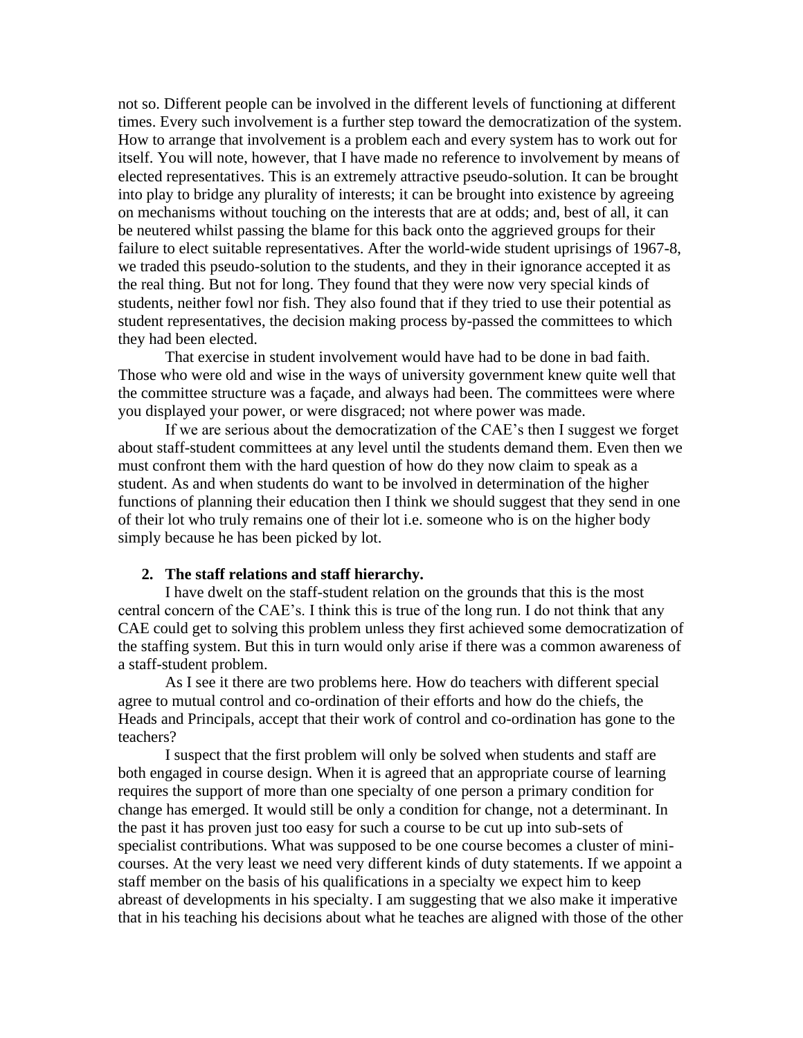not so. Different people can be involved in the different levels of functioning at different times. Every such involvement is a further step toward the democratization of the system. How to arrange that involvement is a problem each and every system has to work out for itself. You will note, however, that I have made no reference to involvement by means of elected representatives. This is an extremely attractive pseudo-solution. It can be brought into play to bridge any plurality of interests; it can be brought into existence by agreeing on mechanisms without touching on the interests that are at odds; and, best of all, it can be neutered whilst passing the blame for this back onto the aggrieved groups for their failure to elect suitable representatives. After the world-wide student uprisings of 1967-8, we traded this pseudo-solution to the students, and they in their ignorance accepted it as the real thing. But not for long. They found that they were now very special kinds of students, neither fowl nor fish. They also found that if they tried to use their potential as student representatives, the decision making process by-passed the committees to which they had been elected.

That exercise in student involvement would have had to be done in bad faith. Those who were old and wise in the ways of university government knew quite well that the committee structure was a façade, and always had been. The committees were where you displayed your power, or were disgraced; not where power was made.

If we are serious about the democratization of the CAE's then I suggest we forget about staff-student committees at any level until the students demand them. Even then we must confront them with the hard question of how do they now claim to speak as a student. As and when students do want to be involved in determination of the higher functions of planning their education then I think we should suggest that they send in one of their lot who truly remains one of their lot i.e. someone who is on the higher body simply because he has been picked by lot.

2. **The staff relations and staff hierarchy.**

I have dwelt on the staff-student relation on the grounds that this is the most central concern of the CAE's. I think this is true of the long run. I do not think that any CAE could get to solving this problem unless they first achieved some democratization of the staffing system. But this in turn would only arise if there was a common awareness of a staff-student problem.

As I see it there are two problems here. How do teachers with different special agree to mutual control and co-ordination of their efforts and how do the chiefs, the Heads and Principals, accept that their work of control and co-ordination has gone to the teachers?

I suspect that the first problem will only be solved when students and staff are both engaged in course design. When it is agreed that an appropriate course of learning requires the support of more than one specialty of one person a primary condition for change has emerged. It would still be only a condition for change, not a determinant. In the past it has proven just too easy for such a course to be cut up into sub-sets of specialist contributions. What was supposed to be one course becomes a cluster of mini-courses. At the very least we need very different kinds of duty statements. If we appoint a staff member on the basis of his qualifications in a specialty we expect him to keep abreast of developments in his specialty. I am suggesting that we also make it imperative that in his teaching his decisions about what he teaches are aligned with those of the other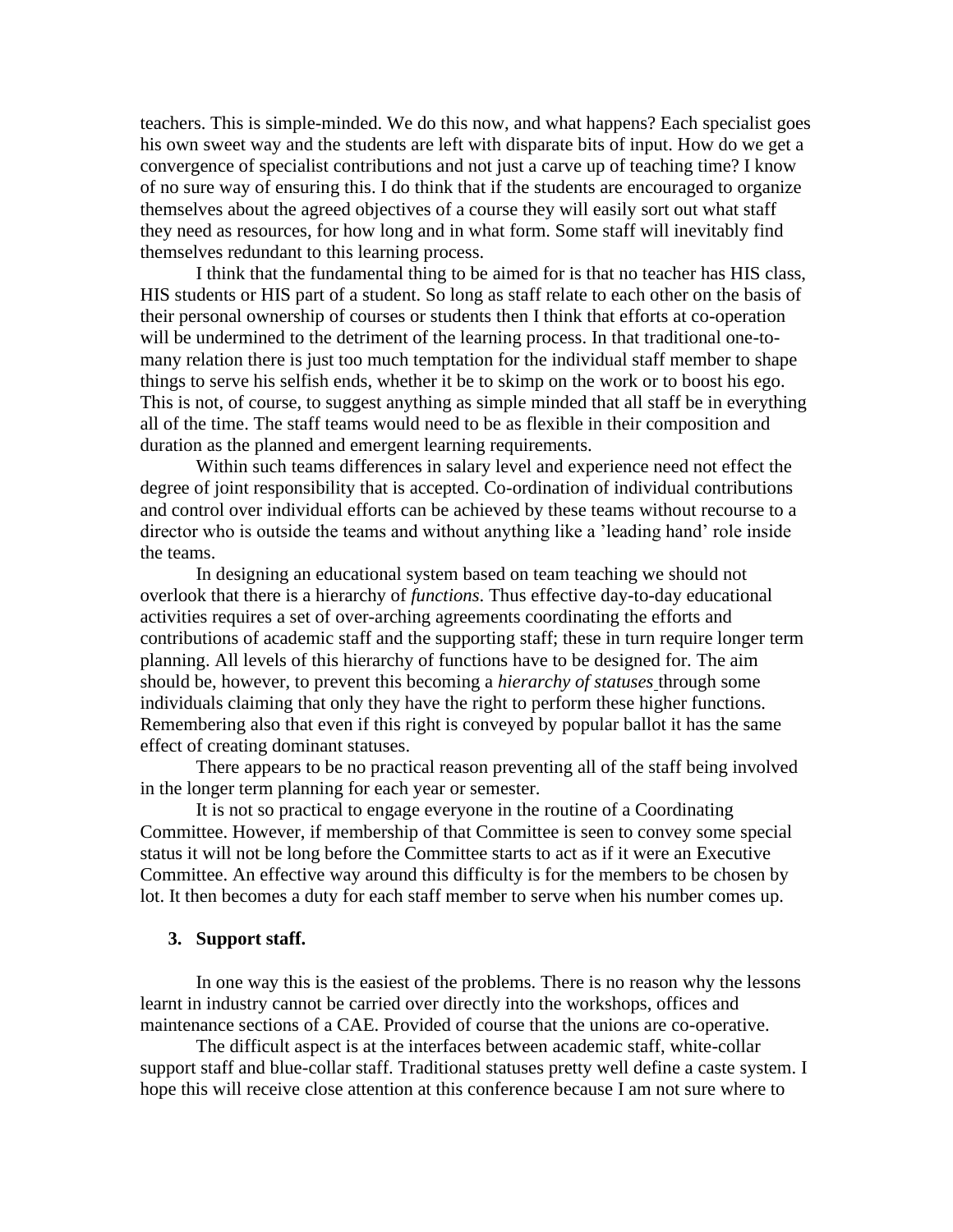teachers. This is simple-minded. We do this now, and what happens? Each specialist goes his own sweet way and the students are left with disparate bits of input. How do we get a convergence of specialist contributions and not just a carve up of teaching time? I know of no sure way of ensuring this. I do think that if the students are encouraged to organize themselves about the agreed objectives of a course they will easily sort out what staff they need as resources, for how long and in what form. Some staff will inevitably find themselves redundant to this learning process.

I think that the fundamental thing to be aimed for is that no teacher has HIS class, HIS students or HIS part of a student. So long as staff relate to each other on the basis of their personal ownership of courses or students then I think that efforts at co-operation will be undermined to the detriment of the learning process. In that traditional one-to-many relation there is just too much temptation for the individual staff member to shape things to serve his selfish ends, whether it be to skimp on the work or to boost his ego. This is not, of course, to suggest anything as simple minded that all staff be in everything all of the time. The staff teams would need to be as flexible in their composition and duration as the planned and emergent learning requirements.

Within such teams differences in salary level and experience need not effect the degree of joint responsibility that is accepted. Co-ordination of individual contributions and control over individual efforts can be achieved by these teams without recourse to a director who is outside the teams and without anything like a 'leading hand' role inside the teams.

In designing an educational system based on team teaching we should not overlook that there is a hierarchy of *functions*. Thus effective day-to-day educational activities requires a set of over-arching agreements coordinating the efforts and contributions of academic staff and the supporting staff; these in turn require longer term planning. All levels of this hierarchy of functions have to be designed for. The aim should be, however, to prevent this becoming a *hierarchy of statuses* through some individuals claiming that only they have the right to perform these higher functions. Remembering also that even if this right is conveyed by popular ballot it has the same effect of creating dominant statuses.

There appears to be no practical reason preventing all of the staff being involved in the longer term planning for each year or semester.

It is not so practical to engage everyone in the routine of a Coordinating Committee. However, if membership of that Committee is seen to convey some special status it will not be long before the Committee starts to act as if it were an Executive Committee. An effective way around this difficulty is for the members to be chosen by lot. It then becomes a duty for each staff member to serve when his number comes up.

### 3. Support staff.

In one way this is the easiest of the problems. There is no reason why the lessons learnt in industry cannot be carried over directly into the workshops, offices and maintenance sections of a CAE. Provided of course that the unions are co-operative.

The difficult aspect is at the interfaces between academic staff, white-collar support staff and blue-collar staff. Traditional statuses pretty well define a caste system. I hope this will receive close attention at this conference because I am not sure where to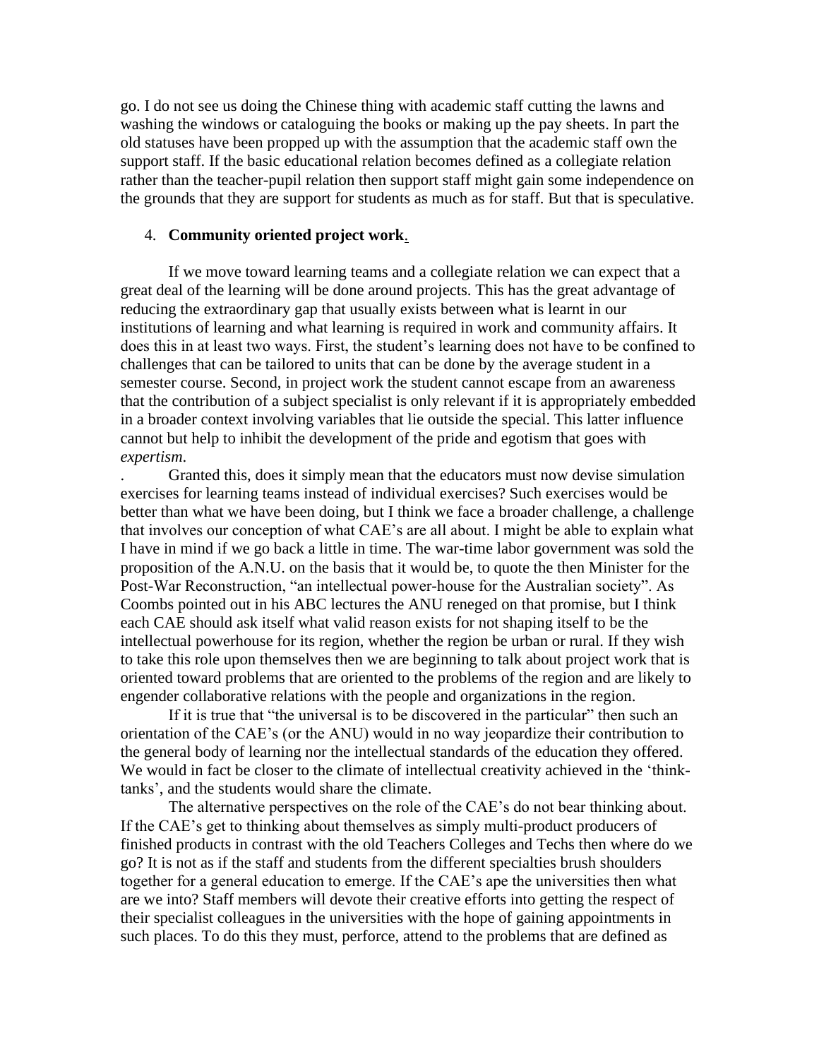go. I do not see us doing the Chinese thing with academic staff cutting the lawns and washing the windows or cataloguing the books or making up the pay sheets. In part the old statuses have been propped up with the assumption that the academic staff own the support staff. If the basic educational relation becomes defined as a collegiate relation rather than the teacher-pupil relation then support staff might gain some independence on the grounds that they are support for students as much as for staff. But that is speculative.

4. **Community oriented project work**.

If we move toward learning teams and a collegiate relation we can expect that a great deal of the learning will be done around projects. This has the great advantage of reducing the extraordinary gap that usually exists between what is learnt in our institutions of learning and what learning is required in work and community affairs. It does this in at least two ways. First, the student's learning does not have to be confined to challenges that can be tailored to units that can be done by the average student in a semester course. Second, in project work the student cannot escape from an awareness that the contribution of a subject specialist is only relevant if it is appropriately embedded in a broader context involving variables that lie outside the special. This latter influence cannot but help to inhibit the development of the pride and egotism that goes with *expertism*.

. Granted this, does it simply mean that the educators must now devise simulation exercises for learning teams instead of individual exercises? Such exercises would be better than what we have been doing, but I think we face a broader challenge, a challenge that involves our conception of what CAE's are all about. I might be able to explain what I have in mind if we go back a little in time. The war-time labor government was sold the proposition of the A.N.U. on the basis that it would be, to quote the then Minister for the Post-War Reconstruction, "an intellectual power-house for the Australian society". As Coombs pointed out in his ABC lectures the ANU reneged on that promise, but I think each CAE should ask itself what valid reason exists for not shaping itself to be the intellectual powerhouse for its region, whether the region be urban or rural. If they wish to take this role upon themselves then we are beginning to talk about project work that is oriented toward problems that are oriented to the problems of the region and are likely to engender collaborative relations with the people and organizations in the region.

If it is true that "the universal is to be discovered in the particular" then such an orientation of the CAE's (or the ANU) would in no way jeopardize their contribution to the general body of learning nor the intellectual standards of the education they offered. We would in fact be closer to the climate of intellectual creativity achieved in the 'think-tanks', and the students would share the climate.

The alternative perspectives on the role of the CAE's do not bear thinking about. If the CAE's get to thinking about themselves as simply multi-product producers of finished products in contrast with the old Teachers Colleges and Techs then where do we go? It is not as if the staff and students from the different specialties brush shoulders together for a general education to emerge. If the CAE's ape the universities then what are we into? Staff members will devote their creative efforts into getting the respect of their specialist colleagues in the universities with the hope of gaining appointments in such places. To do this they must, perforce, attend to the problems that are defined as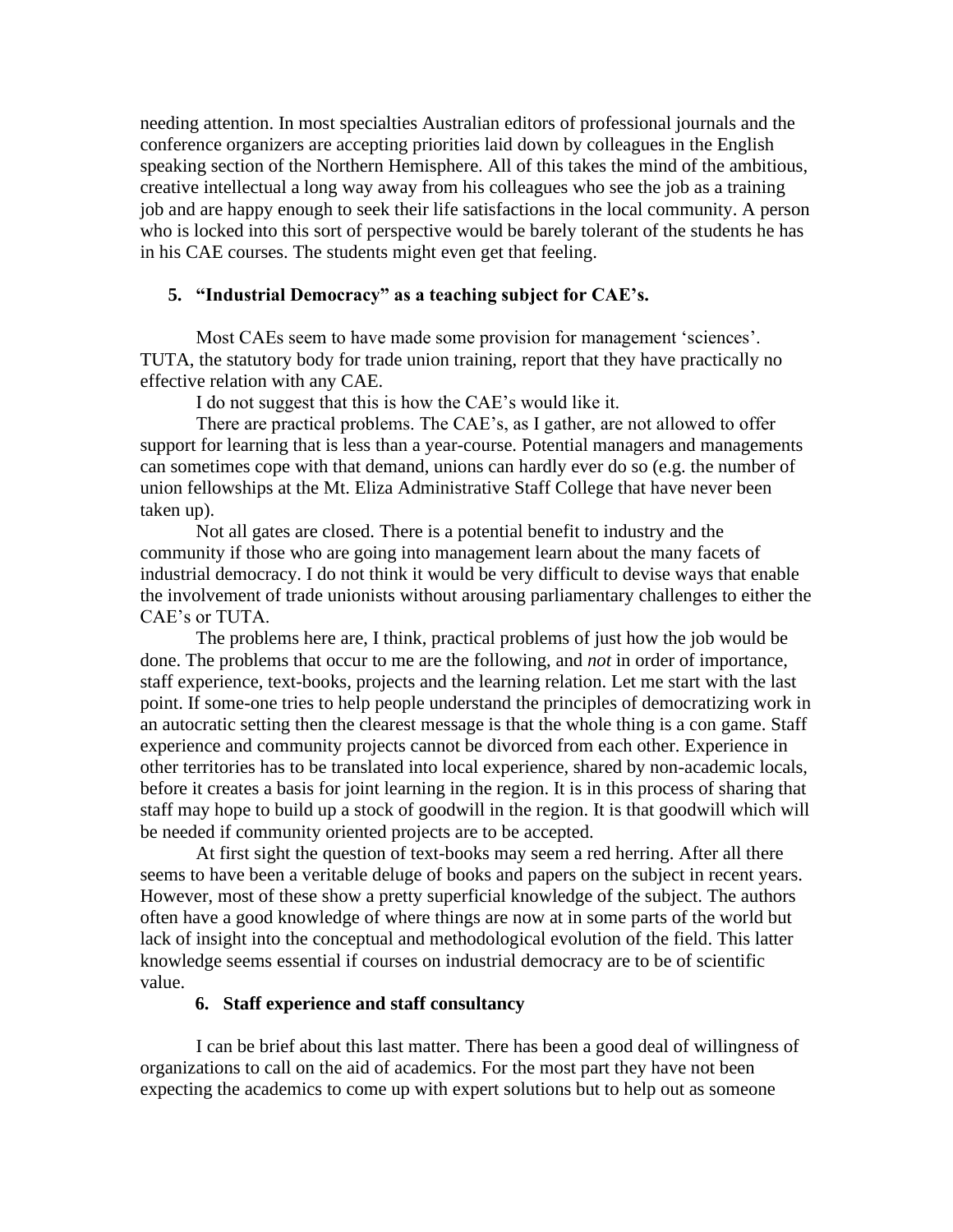needing attention. In most specialties Australian editors of professional journals and the conference organizers are accepting priorities laid down by colleagues in the English speaking section of the Northern Hemisphere. All of this takes the mind of the ambitious, creative intellectual a long way away from his colleagues who see the job as a training job and are happy enough to seek their life satisfactions in the local community. A person who is locked into this sort of perspective would be barely tolerant of the students he has in his CAE courses. The students might even get that feeling.

## 5. "Industrial Democracy" as a teaching subject for CAE's.

Most CAEs seem to have made some provision for management 'sciences'. TUTA, the statutory body for trade union training, report that they have practically no effective relation with any CAE.

I do not suggest that this is how the CAE's would like it.

There are practical problems. The CAE's, as I gather, are not allowed to offer support for learning that is less than a year-course. Potential managers and managements can sometimes cope with that demand, unions can hardly ever do so (e.g. the number of union fellowships at the Mt. Eliza Administrative Staff College that have never been taken up).

Not all gates are closed. There is a potential benefit to industry and the community if those who are going into management learn about the many facets of industrial democracy. I do not think it would be very difficult to devise ways that enable the involvement of trade unionists without arousing parliamentary challenges to either the CAE's or TUTA.

The problems here are, I think, practical problems of just how the job would be done. The problems that occur to me are the following, and *not* in order of importance, staff experience, text-books, projects and the learning relation. Let me start with the last point. If some-one tries to help people understand the principles of democratizing work in an autocratic setting then the clearest message is that the whole thing is a con game. Staff experience and community projects cannot be divorced from each other. Experience in other territories has to be translated into local experience, shared by non-academic locals, before it creates a basis for joint learning in the region. It is in this process of sharing that staff may hope to build up a stock of goodwill in the region. It is that goodwill which will be needed if community oriented projects are to be accepted.

At first sight the question of text-books may seem a red herring. After all there seems to have been a veritable deluge of books and papers on the subject in recent years. However, most of these show a pretty superficial knowledge of the subject. The authors often have a good knowledge of where things are now at in some parts of the world but lack of insight into the conceptual and methodological evolution of the field. This latter knowledge seems essential if courses on industrial democracy are to be of scientific value.

## 6. Staff experience and staff consultancy

I can be brief about this last matter. There has been a good deal of willingness of organizations to call on the aid of academics. For the most part they have not been expecting the academics to come up with expert solutions but to help out as someone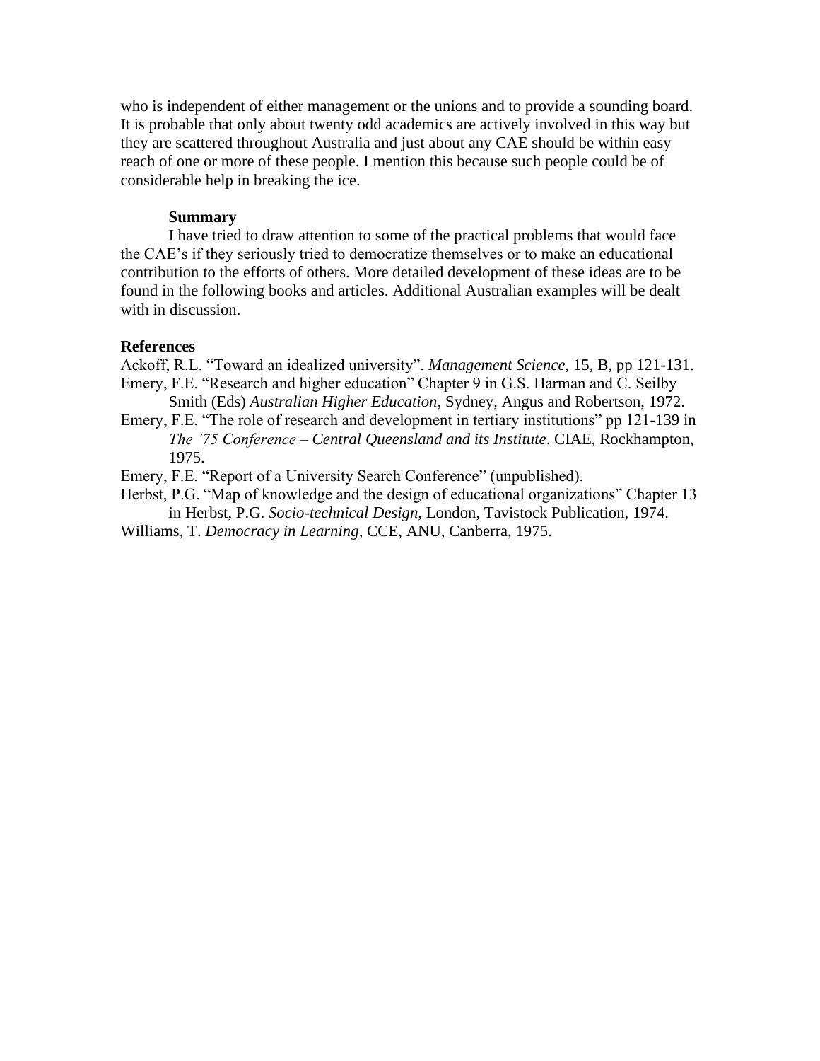who is independent of either management or the unions and to provide a sounding board. It is probable that only about twenty odd academics are actively involved in this way but they are scattered throughout Australia and just about any CAE should be within easy reach of one or more of these people. I mention this because such people could be of considerable help in breaking the ice.

### Summary

I have tried to draw attention to some of the practical problems that would face the CAE's if they seriously tried to democratize themselves or to make an educational contribution to the efforts of others. More detailed development of these ideas are to be found in the following books and articles. Additional Australian examples will be dealt with in discussion.

### References

Ackoff, R.L. "Toward an idealized university". *Management Science*, 15, B, pp 121-131.

Emery, F.E. "Research and higher education" Chapter 9 in G.S. Harman and C. Seilby Smith (Eds) *Australian Higher Education*, Sydney, Angus and Robertson, 1972.

Emery, F.E. "The role of research and development in tertiary institutions" pp 121-139 in *The '75 Conference – Central Queensland and its Institute*. CIAE, Rockhampton, 1975.

Emery, F.E. "Report of a University Search Conference" (unpublished).

Herbst, P.G. "Map of knowledge and the design of educational organizations" Chapter 13 in Herbst, P.G. *Socio-technical Design*, London, Tavistock Publication, 1974.

Williams, T. *Democracy in Learning*, CCE, ANU, Canberra, 1975.